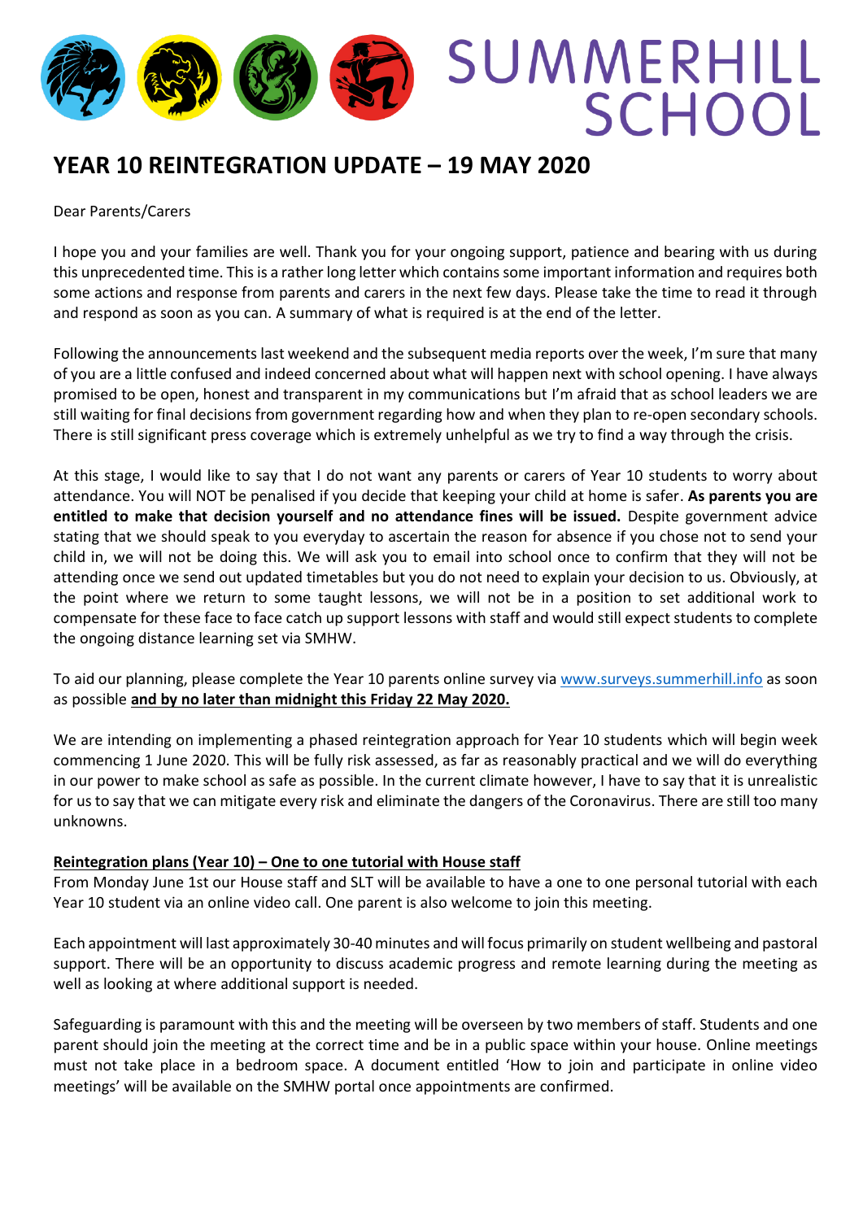SUMMERHILL SCHOOL

# YEAR 10 REINTEGRATION UPDATE – 19 MAY 2020

Dear Parents/Carers

I hope you and your families are well. Thank you for your ongoing support, patience and bearing with us during this unprecedented time. This is a rather long letter which contains some important information and requires both some actions and response from parents and carers in the next few days. Please take the time to read it through and respond as soon as you can. A summary of what is required is at the end of the letter.

Following the announcements last weekend and the subsequent media reports over the week, I'm sure that many of you are a little confused and indeed concerned about what will happen next with school opening. I have always promised to be open, honest and transparent in my communications but I'm afraid that as school leaders we are still waiting for final decisions from government regarding how and when they plan to re-open secondary schools. There is still significant press coverage which is extremely unhelpful as we try to find a way through the crisis.

At this stage, I would like to say that I do not want any parents or carers of Year 10 students to worry about attendance. You will NOT be penalised if you decide that keeping your child at home is safer. **As parents you are entitled to make that decision yourself and no attendance fines will be issued.** Despite government advice stating that we should speak to you everyday to ascertain the reason for absence if you chose not to send your child in, we will not be doing this. We will ask you to email into school once to confirm that they will not be attending once we send out updated timetables but you do not need to explain your decision to us. Obviously, at the point where we return to some taught lessons, we will not be in a position to set additional work to compensate for these face to face catch up support lessons with staff and would still expect students to complete the ongoing distance learning set via SMHW.

To aid our planning, please complete the Year 10 parents online survey via www.surveys.summerhill.info as soon as possible **and by no later than midnight this Friday 22 May 2020.**

We are intending on implementing a phased reintegration approach for Year 10 students which will begin week commencing 1 June 2020. This will be fully risk assessed, as far as reasonably practical and we will do everything in our power to make school as safe as possible. In the current climate however, I have to say that it is unrealistic for us to say that we can mitigate every risk and eliminate the dangers of the Coronavirus. There are still too many unknowns.

**Reintegration plans (Year 10) – One to one tutorial with House staff**

From Monday June 1st our House staff and SLT will be available to have a one to one personal tutorial with each Year 10 student via an online video call. One parent is also welcome to join this meeting.

Each appointment will last approximately 30-40 minutes and will focus primarily on student wellbeing and pastoral support. There will be an opportunity to discuss academic progress and remote learning during the meeting as well as looking at where additional support is needed.

Safeguarding is paramount with this and the meeting will be overseen by two members of staff. Students and one parent should join the meeting at the correct time and be in a public space within your house. Online meetings must not take place in a bedroom space. A document entitled 'How to join and participate in online video meetings' will be available on the SMHW portal once appointments are confirmed.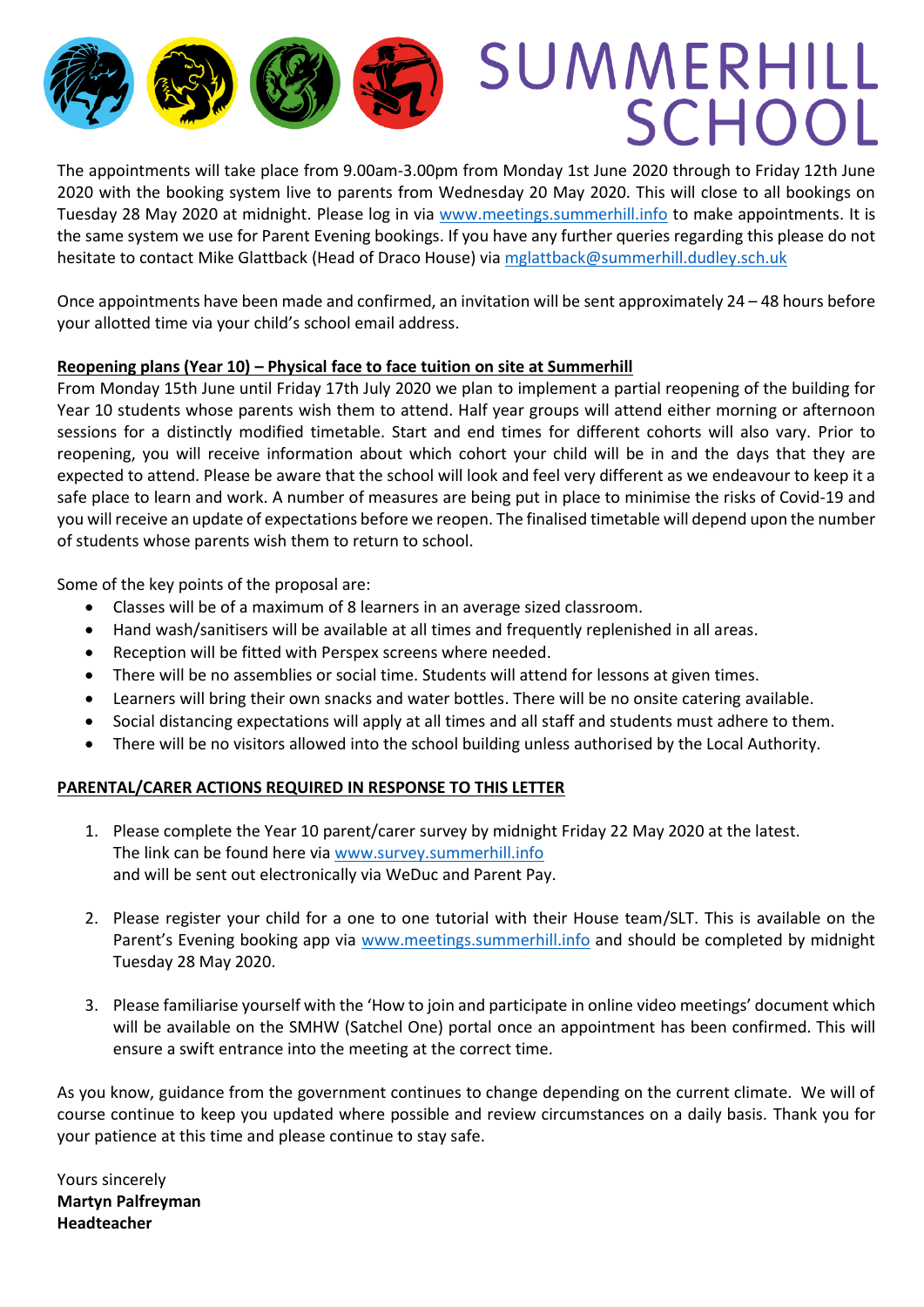# SUMMERHILL SCHOOL

The appointments will take place from 9.00am-3.00pm from Monday 1st June 2020 through to Friday 12th June 2020 with the booking system live to parents from Wednesday 20 May 2020. This will close to all bookings on Tuesday 28 May 2020 at midnight. Please log in via www.meetings.summerhill.info to make appointments. It is the same system we use for Parent Evening bookings. If you have any further queries regarding this please do not hesitate to contact Mike Glattback (Head of Draco House) via mglattback@summerhill.dudley.sch.uk

Once appointments have been made and confirmed, an invitation will be sent approximately 24 – 48 hours before your allotted time via your child's school email address.

**Reopening plans (Year 10) – Physical face to face tuition on site at Summerhill**

From Monday 15th June until Friday 17th July 2020 we plan to implement a partial reopening of the building for Year 10 students whose parents wish them to attend. Half year groups will attend either morning or afternoon sessions for a distinctly modified timetable. Start and end times for different cohorts will also vary. Prior to reopening, you will receive information about which cohort your child will be in and the days that they are expected to attend. Please be aware that the school will look and feel very different as we endeavour to keep it a safe place to learn and work. A number of measures are being put in place to minimise the risks of Covid-19 and you will receive an update of expectations before we reopen. The finalised timetable will depend upon the number of students whose parents wish them to return to school.

Some of the key points of the proposal are:

- Classes will be of a maximum of 8 learners in an average sized classroom.
- Hand wash/sanitisers will be available at all times and frequently replenished in all areas.
- Reception will be fitted with Perspex screens where needed.
- There will be no assemblies or social time. Students will attend for lessons at given times.
- Learners will bring their own snacks and water bottles. There will be no onsite catering available.
- Social distancing expectations will apply at all times and all staff and students must adhere to them.
- There will be no visitors allowed into the school building unless authorised by the Local Authority.

**PARENTAL/CARER ACTIONS REQUIRED IN RESPONSE TO THIS LETTER**

1. Please complete the Year 10 parent/carer survey by midnight Friday 22 May 2020 at the latest. The link can be found here via www.survey.summerhill.info and will be sent out electronically via WeDuc and Parent Pay.

2. Please register your child for a one to one tutorial with their House team/SLT. This is available on the Parent's Evening booking app via www.meetings.summerhill.info and should be completed by midnight Tuesday 28 May 2020.

3. Please familiarise yourself with the 'How to join and participate in online video meetings' document which will be available on the SMHW (Satchel One) portal once an appointment has been confirmed. This will ensure a swift entrance into the meeting at the correct time.

As you know, guidance from the government continues to change depending on the current climate. We will of course continue to keep you updated where possible and review circumstances on a daily basis. Thank you for your patience at this time and please continue to stay safe.

Yours sincerely
**Martyn Palfreyman**
**Headteacher**